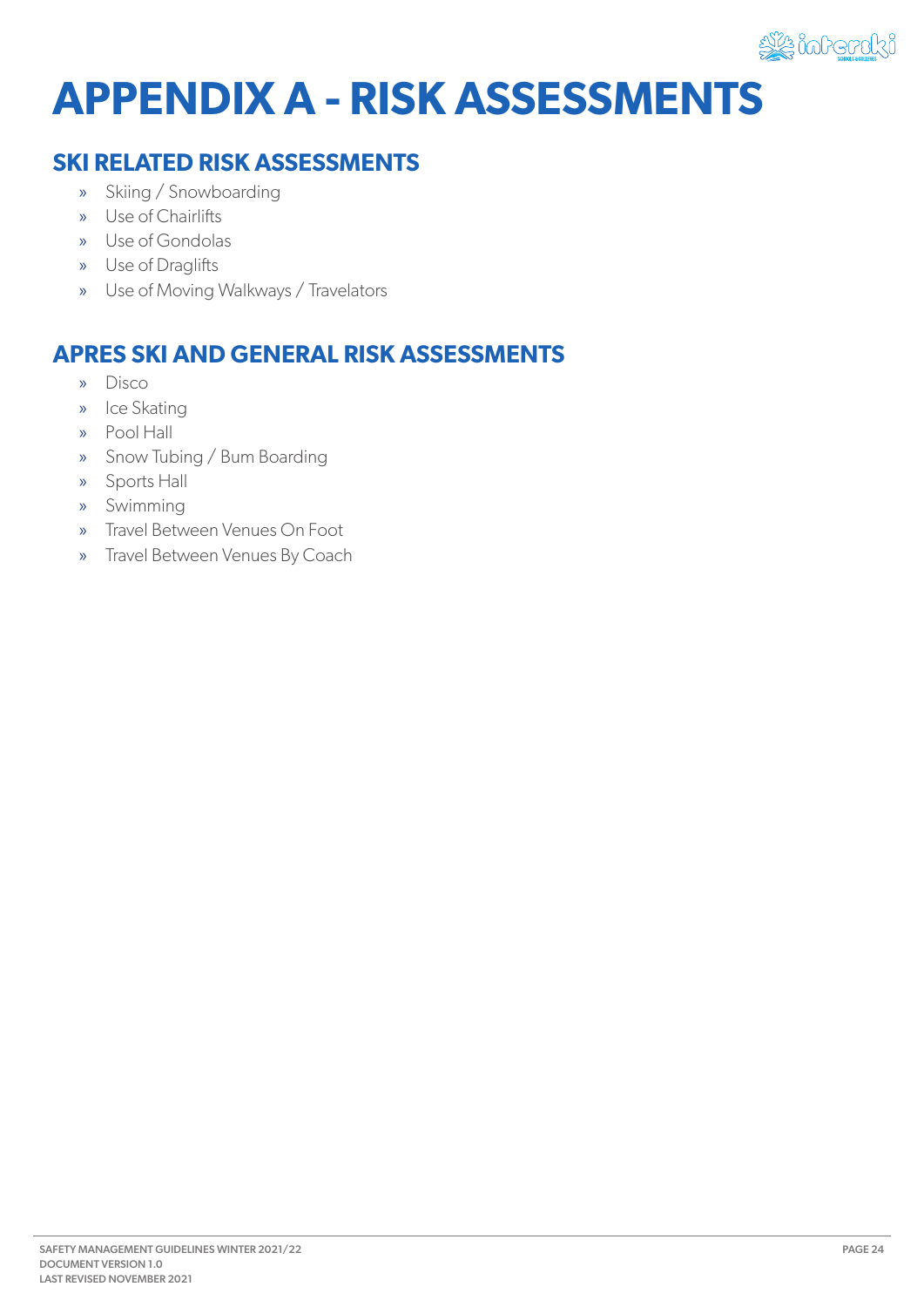# APPENDIX A - RISK ASSESSMENTS

## SKI RELATED RISK ASSESSMENTS

- Skiing / Snowboarding
- Use of Chairlifts
- Use of Gondolas
- Use of Draglifts
- Use of Moving Walkways / Travelators

## APRES SKI AND GENERAL RISK ASSESSMENTS

- Disco
- Ice Skating
- Pool Hall
- Snow Tubing / Bum Boarding
- Sports Hall
- Swimming
- Travel Between Venues On Foot
- Travel Between Venues By Coach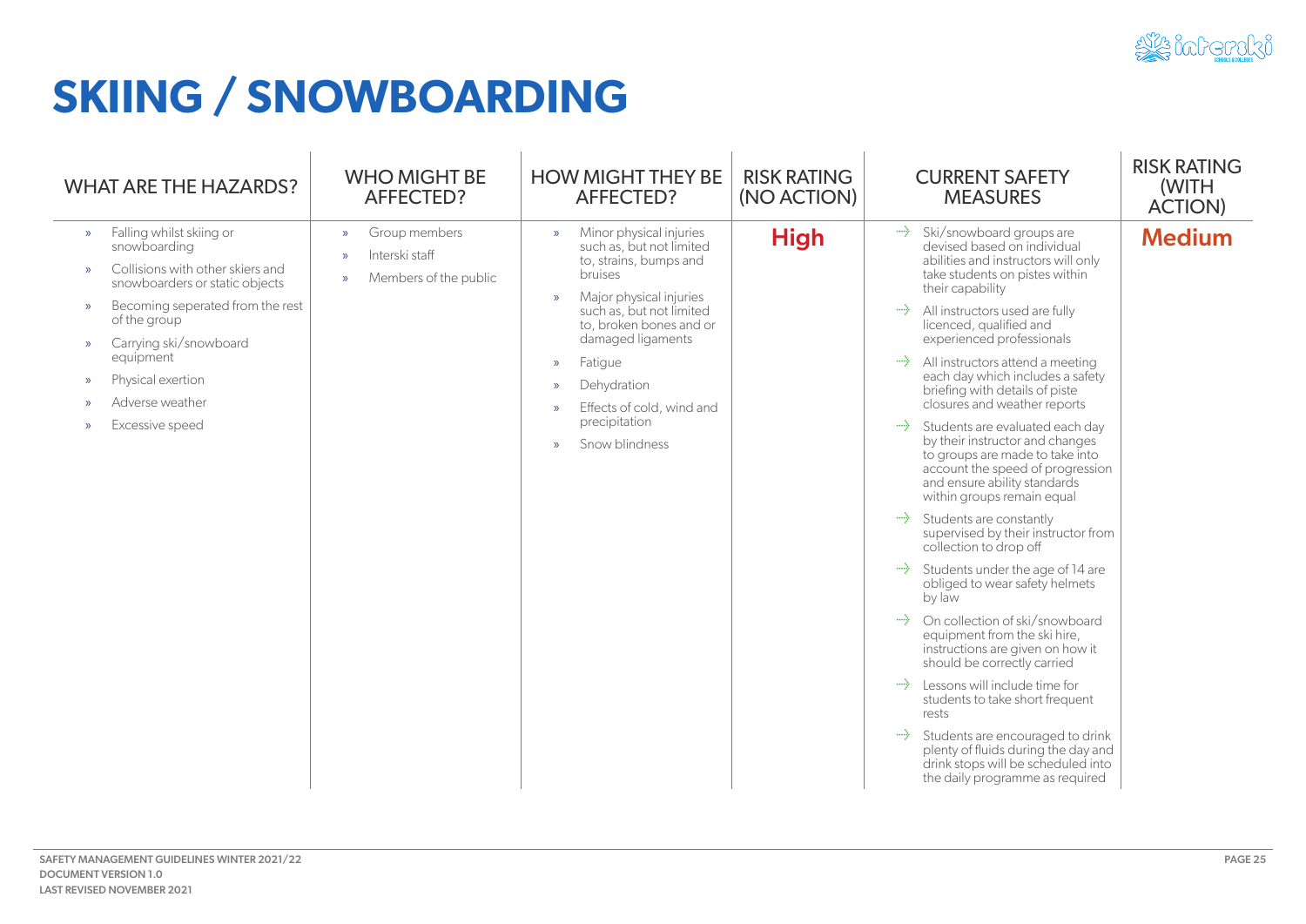# SKIING / SNOWBOARDING

| WHAT ARE THE HAZARDS? | WHO MIGHT BE AFFECTED? | HOW MIGHT THEY BE AFFECTED? | RISK RATING (NO ACTION) | CURRENT SAFETY MEASURES | RISK RATING (WITH ACTION) |
|---|---|---|---|---|---|
| » Falling whilst skiing or snowboarding<br>» Collisions with other skiers and snowboarders or static objects<br>» Becoming seperated from the rest of the group<br>» Carrying ski/snowboard equipment<br>» Physical exertion<br>» Adverse weather<br>» Excessive speed | » Group members<br>» Interski staff<br>» Members of the public | » Minor physical injuries such as, but not limited to, strains, bumps and bruises<br>» Major physical injuries such as, but not limited to, broken bones or damaged ligaments<br>» Fatigue<br>» Dehydration<br>» Effects of cold, wind and precipitation<br>» Snow blindness | **High** | → Ski/snowboard groups are devised based on individual abilities and instructors will only take students on pistes within their capability<br>→ All instructors used are fully licenced, qualified and experienced professionals<br>→ All instructors attend a meeting each day which includes a safety briefing with details of piste closures and weather reports<br>→ Students are evaluated each day by their instructor and changes to groups are made to take into account the speed of progression and ensure ability standards within groups remain equal<br>→ Students are constantly supervised by their instructor from collection to drop off<br>→ Students under the age of 14 are obliged to wear safety helmets by law<br>→ On collection of ski/snowboard equipment from the ski hire, instructions are given on how it should be correctly carried<br>→ Lessons will include time for students to take short frequent rests<br>→ Students are encouraged to drink plenty of fluids during the day and drink stops will be scheduled into the daily programme as required | **Medium** |

SAFETY MANAGEMENT GUIDELINES WINTER 2021/22
DOCUMENT VERSION 1.0
LAST REVISED NOVEMBER 2021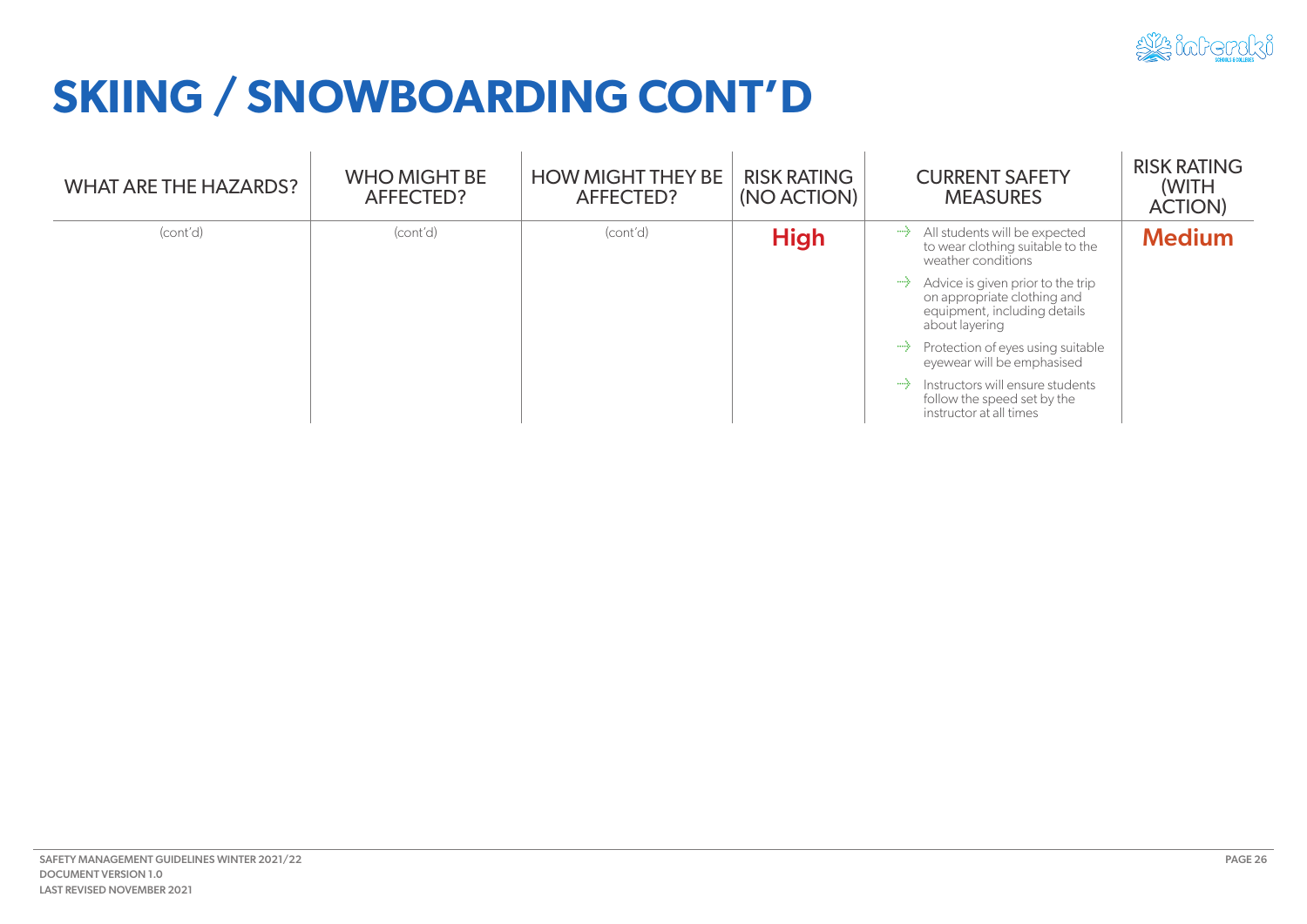# SKIING / SNOWBOARDING CONT'D

| WHAT ARE THE HAZARDS? | WHO MIGHT BE AFFECTED? | HOW MIGHT THEY BE AFFECTED? | RISK RATING (NO ACTION) | CURRENT SAFETY MEASURES | RISK RATING (WITH ACTION) |
|---|---|---|---|---|---|
| (cont'd) | (cont'd) | (cont'd) | **High** | - All students will be expected to wear clothing suitable to the weather conditions<br>- Advice is given prior to the trip on appropriate clothing and equipment, including details about layering<br>- Protection of eyes using suitable eyewear will be emphasised<br>- Instructors will ensure students follow the speed set by the instructor at all times | **Medium** |

SAFETY MANAGEMENT GUIDELINES WINTER 2021/22
DOCUMENT VERSION 1.0
LAST REVISED NOVEMBER 2021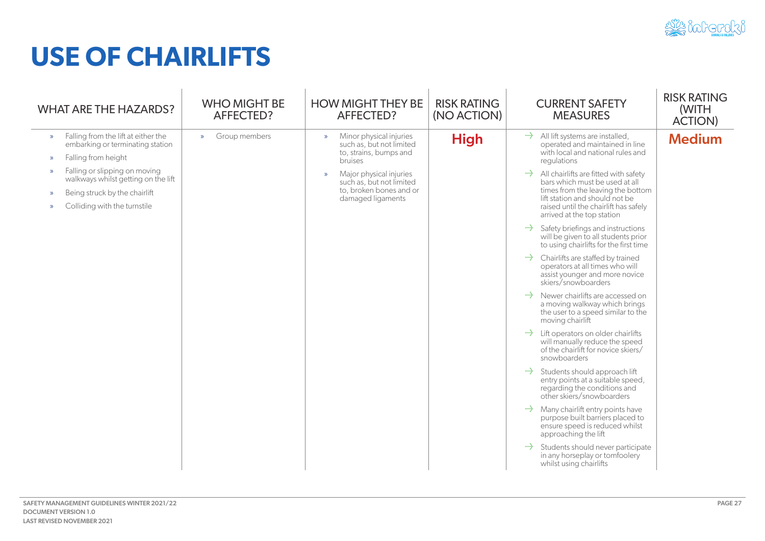# USE OF CHAIRLIFTS

| WHAT ARE THE HAZARDS? | WHO MIGHT BE AFFECTED? | HOW MIGHT THEY BE AFFECTED? | RISK RATING (NO ACTION) | CURRENT SAFETY MEASURES | RISK RATING (WITH ACTION) |
|---|---|---|---|---|---|
| » Falling from the lift at either the embarking or terminating station<br>» Falling from height<br>» Falling or slipping on moving walkways whilst getting on the lift<br>» Being struck by the chairlift<br>» Colliding with the turnstile | » Group members | » Minor physical injuries such as, but not limited to, strains, bumps and bruises<br>» Major physical injuries such as, but not limited to, broken bones and or damaged ligaments | **High** | → All lift systems are installed, operated and maintained in line with local and national rules and regulations<br>→ All chairlifts are fitted with safety bars which must be used at all times from the leaving the bottom lift station and should not be raised until the chairlift has safely arrived at the top station<br>→ Safety briefings and instructions will be given to all students prior to using chairlifts for the first time<br>→ Chairlifts are staffed by trained operators at all times who will assist younger and more novice skiers/snowboarders<br>→ Newer chairlifts are accessed on a moving walkway which brings the user to a speed similar to the moving chairlift<br>→ Lift operators on older chairlifts will manually reduce the speed of the chairlift for novice skiers/snowboarders<br>→ Students should approach lift entry points at a suitable speed, regarding the conditions and other skiers/snowboarders<br>→ Many chairlift entry points have purpose built barriers placed to ensure speed is reduced whilst approaching the lift<br>→ Students should never participate in any horseplay or tomfoolery whilst using chairlifts | **Medium** |

SAFETY MANAGEMENT GUIDELINES WINTER 2021/22
DOCUMENT VERSION 1.0
LAST REVISED NOVEMBER 2021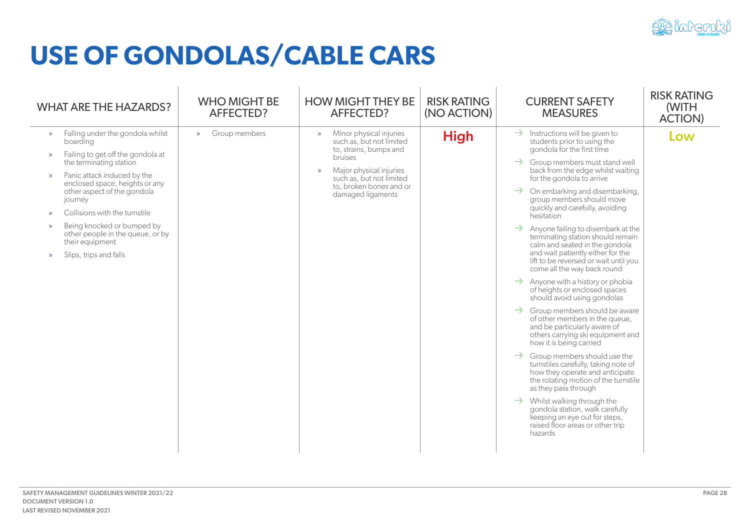# USE OF GONDOLAS/CABLE CARS

| WHAT ARE THE HAZARDS? | WHO MIGHT BE AFFECTED? | HOW MIGHT THEY BE AFFECTED? | RISK RATING (NO ACTION) | CURRENT SAFETY MEASURES | RISK RATING (WITH ACTION) |
|---|---|---|---|---|---|
| » Falling under the gondola whilst boarding<br>» Failing to get off the gondola at the terminating station<br>» Panic attack induced by the enclosed space, heights or any other aspect of the gondola journey<br>» Collisions with the turnstile<br>» Being knocked or bumped by other people in the queue, or by their equipment<br>» Slips, trips and falls | » Group members | » Minor physical injuries such as, but not limited to, strains, bumps and bruises<br>» Major physical injuries such as, but not limited to, broken bones and or damaged ligaments | High | → Instructions will be given to students prior to using the gondola for the first time<br>→ Group members must stand well back from the edge whilst waiting for the gondola to arrive<br>→ On embarking and disembarking, group members should move quickly and carefully, avoiding hesitation<br>→ Anyone failing to disembark at the terminating station should remain calm and seated in the gondola and wait patiently either for the lift to be reversed or wait until you come all the way back round<br>→ Anyone with a history or phobia of heights or enclosed spaces should avoid using gondolas<br>→ Group members should be aware of other members in the queue, and be particularly aware of others carrying ski equipment and how it is being carried<br>→ Group members should use the turnstiles carefully, taking note of how they operate and anticipate the rotating motion of the turnstile as they pass through<br>→ Whilst walking through the gondola station, walk carefully keeping an eye out for steps, raised floor areas or other trip hazards | Low |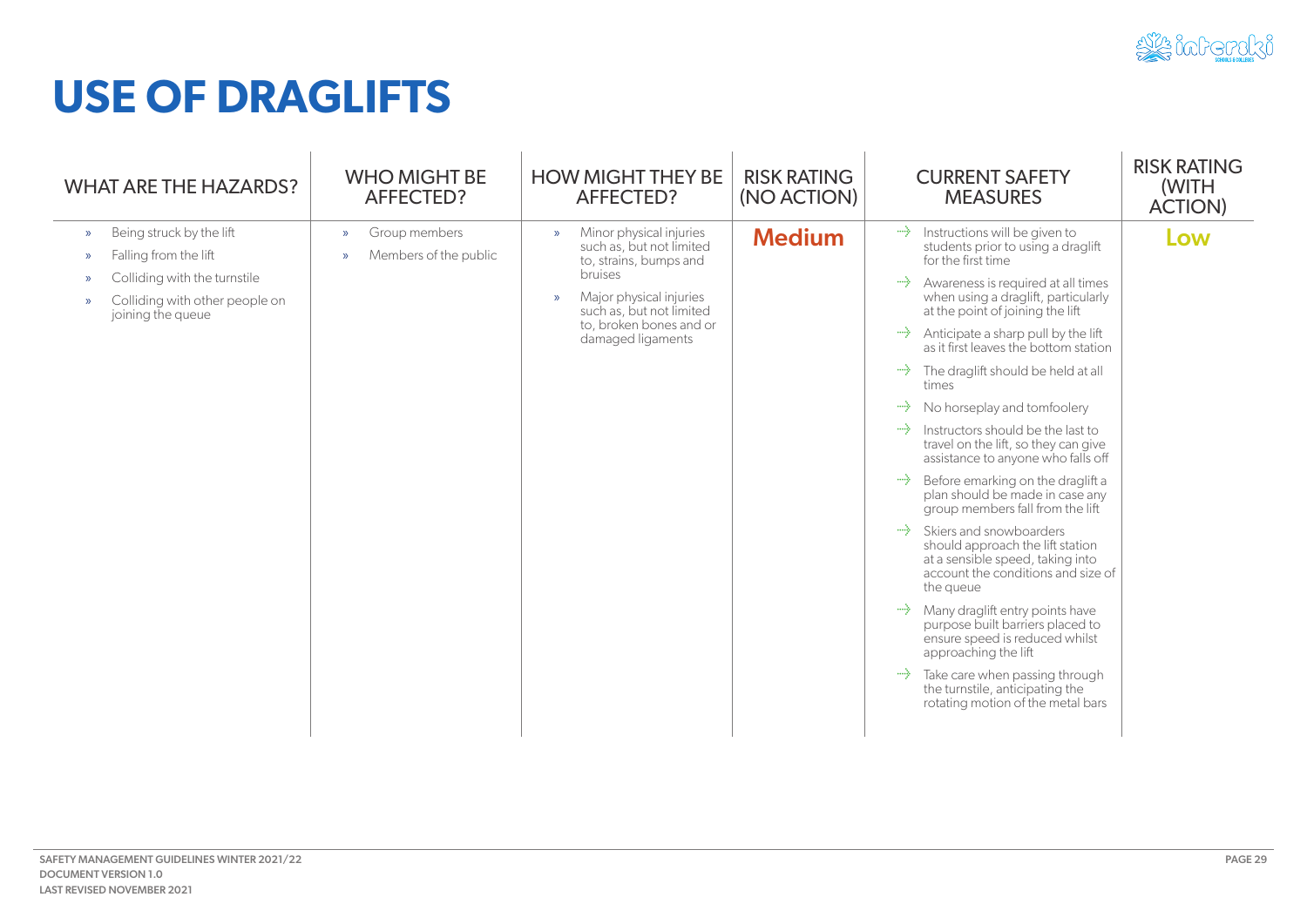# USE OF DRAGLIFTS

| WHAT ARE THE HAZARDS? | WHO MIGHT BE AFFECTED? | HOW MIGHT THEY BE AFFECTED? | RISK RATING (NO ACTION) | CURRENT SAFETY MEASURES | RISK RATING (WITH ACTION) |
|---|---|---|---|---|---|
| » Being struck by the lift<br>» Falling from the lift<br>» Colliding with the turnstile<br>» Colliding with other people on joining the queue | » Group members<br>» Members of the public | » Minor physical injuries such as, but not limited to, strains, bumps and bruises<br>» Major physical injuries such as, but not limited to, broken bones and or damaged ligaments | **Medium** | → Instructions will be given to students prior to using a draglift for the first time<br>→ Awareness is required at all times when using a draglift, particularly at the point of joining the lift<br>→ Anticipate a sharp pull by the lift as it first leaves the bottom station<br>→ The draglift should be held at all times<br>→ No horseplay and tomfoolery<br>→ Instructors should be the last to travel on the lift, so they can give assistance to anyone who falls off<br>→ Before emarking on the draglift a plan should be made in case any group members fall from the lift<br>→ Skiers and snowboarders should approach the lift station at a sensible speed, taking into account the conditions and size of the queue<br>→ Many draglift entry points have purpose built barriers placed to ensure speed is reduced whilst approaching the lift<br>→ Take care when passing through the turnstile, anticipating the rotating motion of the metal bars | **Low** |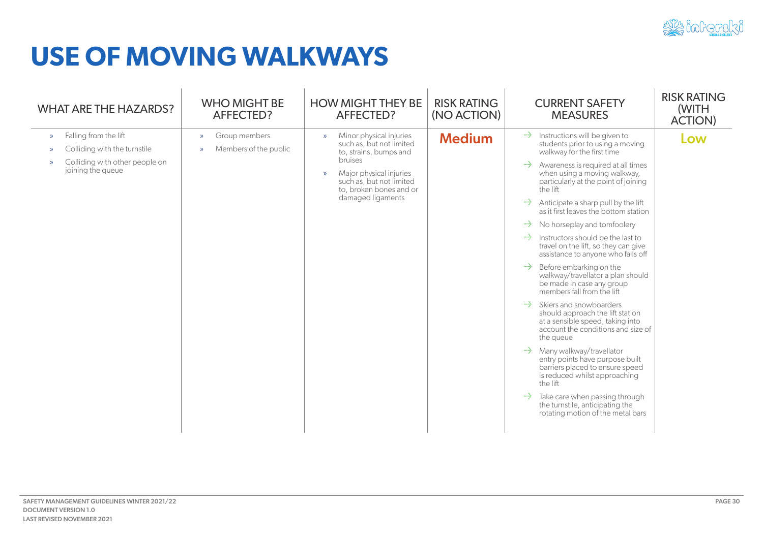# USE OF MOVING WALKWAYS

| WHAT ARE THE HAZARDS? | WHO MIGHT BE AFFECTED? | HOW MIGHT THEY BE AFFECTED? | RISK RATING (NO ACTION) | CURRENT SAFETY MEASURES | RISK RATING (WITH ACTION) |
|---|---|---|---|---|---|
| » Falling from the lift<br>» Colliding with the turnstile<br>» Colliding with other people on joining the queue | » Group members<br>» Members of the public | » Minor physical injuries such as, but not limited to, strains, bumps and bruises<br>» Major physical injuries such as, but not limited to, broken bones and or damaged ligaments | **Medium** | → Instructions will be given to students prior to using a moving walkway for the first time<br>→ Awareness is required at all times when using a moving walkway, particularly at the point of joining the lift<br>→ Anticipate a sharp pull by the lift as it first leaves the bottom station<br>→ No horseplay and tomfoolery<br>→ Instructors should be the last to travel on the lift, so they can give assistance to anyone who falls off<br>→ Before embarking on the walkway/travellator a plan should be made in case any group members fall from the lift<br>→ Skiers and snowboarders should approach the lift station at a sensible speed, taking into account the conditions and size of the queue<br>→ Many walkway/travellator entry points have purpose built barriers placed to ensure speed is reduced whilst approaching the lift<br>→ Take care when passing through the turnstile, anticipating the rotating motion of the metal bars | **Low** |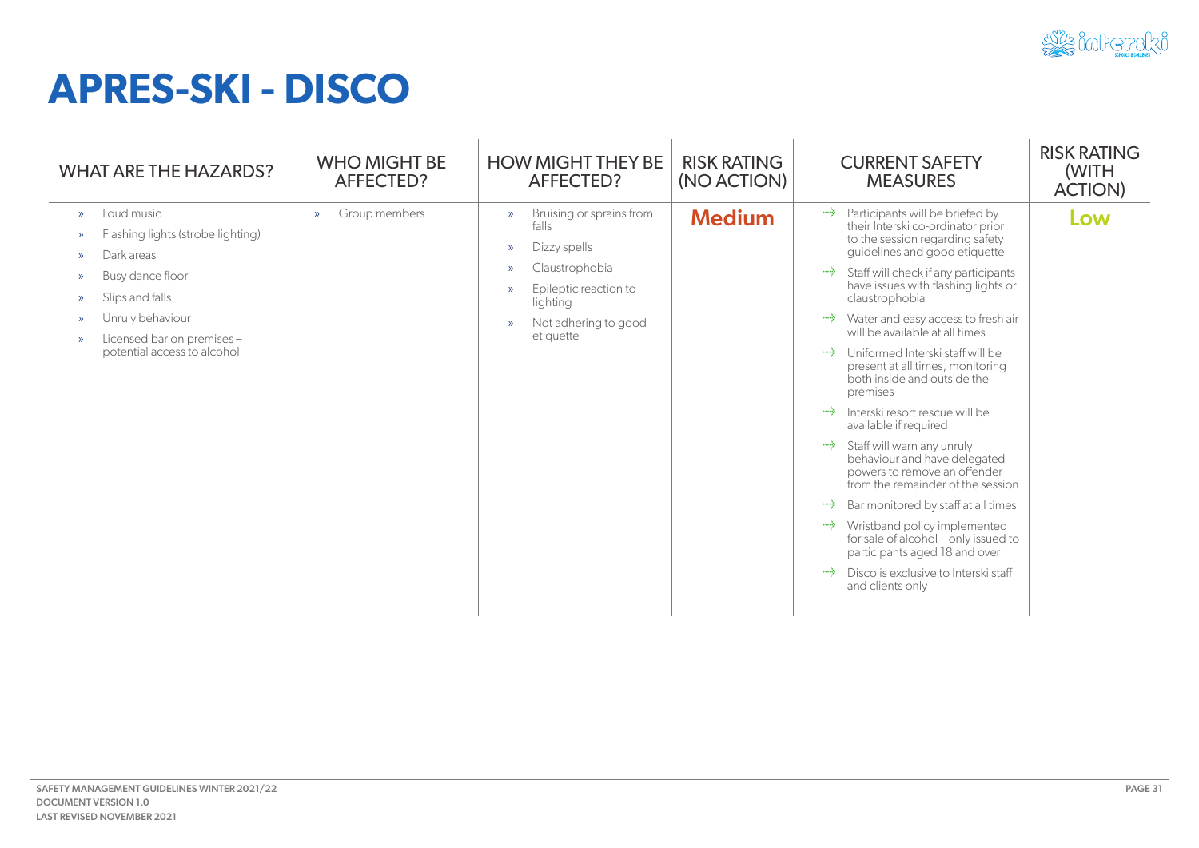# APRES-SKI - DISCO

| WHAT ARE THE HAZARDS? | WHO MIGHT BE AFFECTED? | HOW MIGHT THEY BE AFFECTED? | RISK RATING (NO ACTION) | CURRENT SAFETY MEASURES | RISK RATING (WITH ACTION) |
|---|---|---|---|---|---|
| » Loud music<br>» Flashing lights (strobe lighting)<br>» Dark areas<br>» Busy dance floor<br>» Slips and falls<br>» Unruly behaviour<br>» Licensed bar on premises – potential access to alcohol | » Group members | » Bruising or sprains from falls<br>» Dizzy spells<br>» Claustrophobia<br>» Epileptic reaction to lighting<br>» Not adhering to good etiquette | **Medium** | → Participants will be briefed by their Interski co-ordinator prior to the session regarding safety guidelines and good etiquette<br>→ Staff will check if any participants have issues with flashing lights or claustrophobia<br>→ Water and easy access to fresh air will be available at all times<br>→ Uniformed Interski staff will be present at all times, monitoring both inside and outside the premises<br>→ Interski resort rescue will be available if required<br>→ Staff will warn any unruly behaviour and have delegated powers to remove an offender from the remainder of the session<br>→ Bar monitored by staff at all times<br>→ Wristband policy implemented for sale of alcohol – only issued to participants aged 18 and over<br>→ Disco is exclusive to Interski staff and clients only | **Low** |

SAFETY MANAGEMENT GUIDELINES WINTER 2021/22
DOCUMENT VERSION 1.0
LAST REVISED NOVEMBER 2021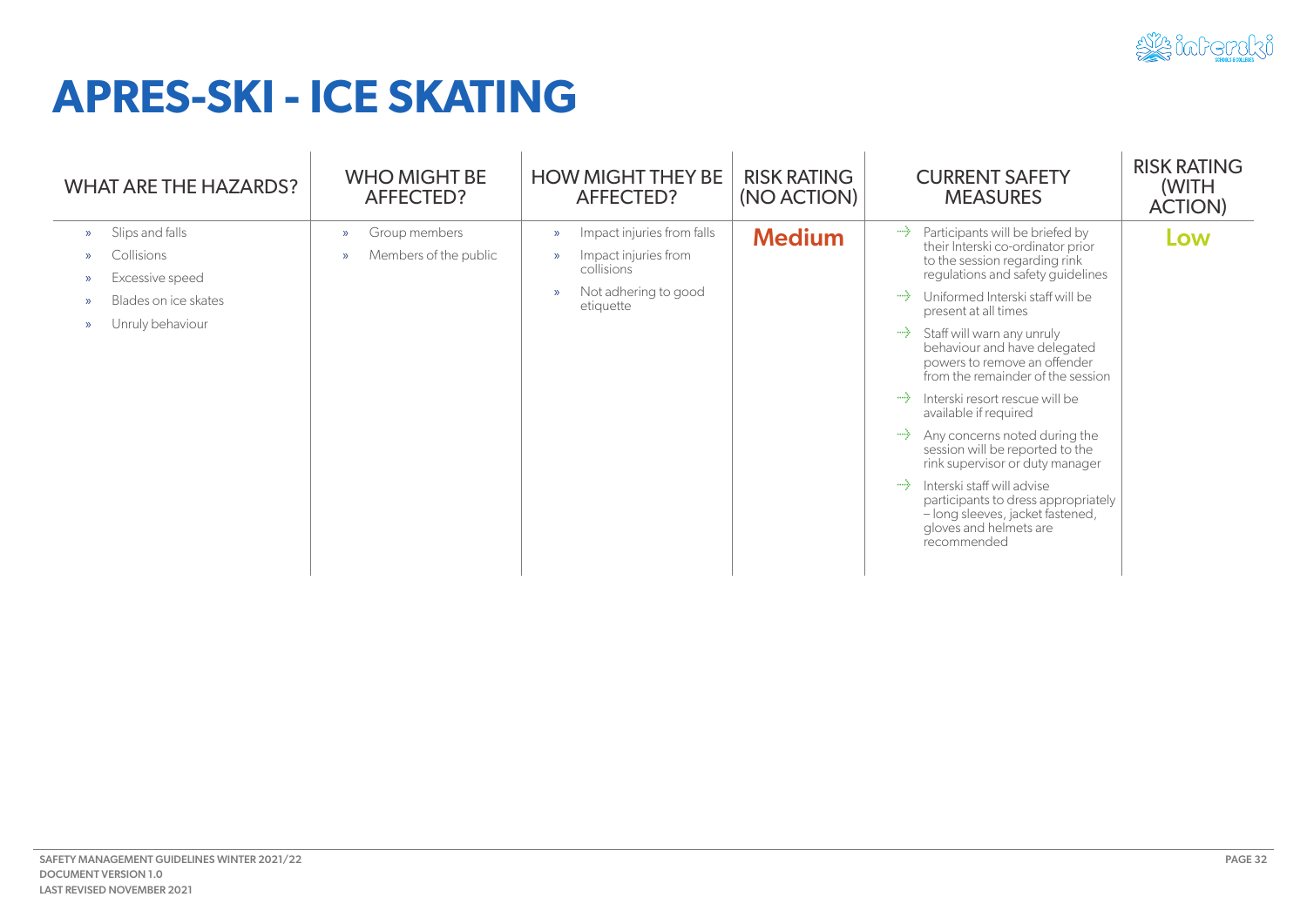# APRES-SKI - ICE SKATING

| WHAT ARE THE HAZARDS? | WHO MIGHT BE AFFECTED? | HOW MIGHT THEY BE AFFECTED? | RISK RATING (NO ACTION) | CURRENT SAFETY MEASURES | RISK RATING (WITH ACTION) |
|---|---|---|---|---|---|
| » Slips and falls<br>» Collisions<br>» Excessive speed<br>» Blades on ice skates<br>» Unruly behaviour | » Group members<br>» Members of the public | » Impact injuries from falls<br>» Impact injuries from collisions<br>» Not adhering to good etiquette | **Medium** | → Participants will be briefed by their Interski co-ordinator prior to the session regarding rink regulations and safety guidelines<br>→ Uniformed Interski staff will be present at all times<br>→ Staff will warn any unruly behaviour and have delegated powers to remove an offender from the remainder of the session<br>→ Interski resort rescue will be available if required<br>→ Any concerns noted during the session will be reported to the rink supervisor or duty manager<br>→ Interski staff will advise participants to dress appropriately – long sleeves, jacket fastened, gloves and helmets are recommended | **Low** |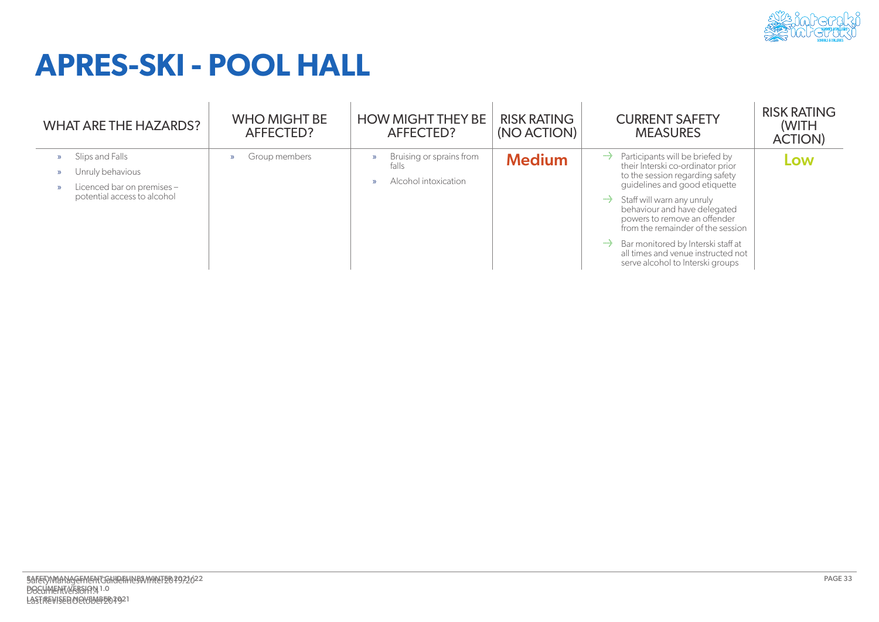# APRES-SKI - POOL HALL

| WHAT ARE THE HAZARDS? | WHO MIGHT BE AFFECTED? | HOW MIGHT THEY BE AFFECTED? | RISK RATING (NO ACTION) | CURRENT SAFETY MEASURES | RISK RATING (WITH ACTION) |
|---|---|---|---|---|---|
| » Slips and Falls<br>» Unruly behavious<br>» Licenced bar on premises – potential access to alcohol | » Group members | » Bruising or sprains from falls<br>» Alcohol intoxication | **Medium** | Participants will be briefed by their Interski co-ordinator prior to the session regarding safety guidelines and good etiquette<br>Staff will warn any unruly behaviour and have delegated powers to remove an offender from the remainder of the session<br>Bar monitored by Interski staff at all times and venue instructed not serve alcohol to Interski groups | **Low** |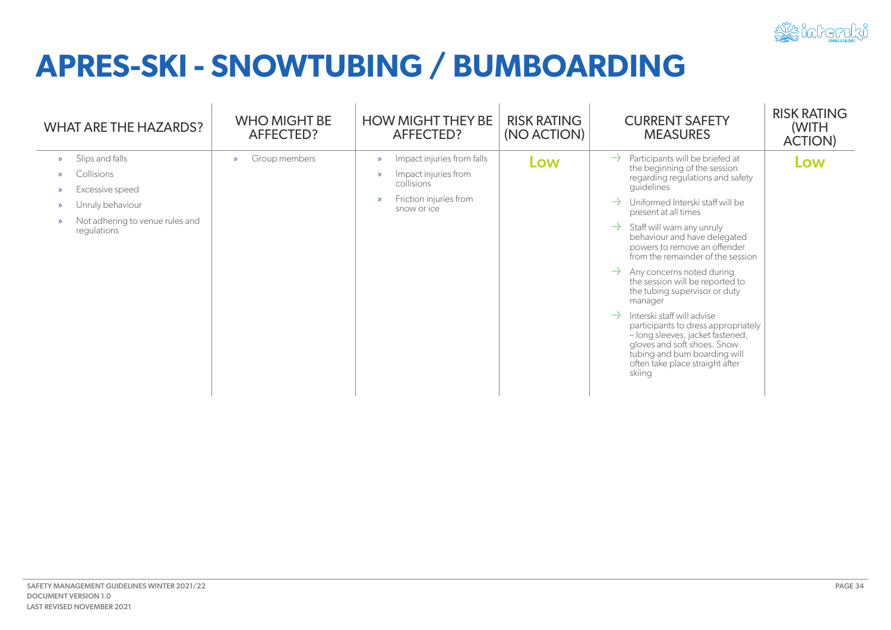# APRES-SKI - SNOWTUBING / BUMBOARDING

| WHAT ARE THE HAZARDS? | WHO MIGHT BE AFFECTED? | HOW MIGHT THEY BE AFFECTED? | RISK RATING (NO ACTION) | CURRENT SAFETY MEASURES | RISK RATING (WITH ACTION) |
|---|---|---|---|---|---|
| » Slips and falls<br>» Collisions<br>» Excessive speed<br>» Unruly behaviour<br>» Not adhering to venue rules and regulations | » Group members | » Impact injuries from falls<br>» Impact injuries from collisions<br>» Friction injuries from snow or ice | Low | → Participants will be briefed at the beginning of the session regarding regulations and safety guidelines<br>→ Uniformed Interski staff will be present at all times<br>→ Staff will warn any unruly behaviour and have delegated powers to remove an offender from the remainder of the session<br>→ Any concerns noted during the session will be reported to the tubing supervisor or duty manager<br>→ Interski staff will advise participants to dress appropriately – long sleeves, jacket fastened, gloves and soft shoes. Snow tubing and bum boarding will often take place straight after skiing | Low |

SAFETY MANAGEMENT GUIDELINES WINTER 2021/22
DOCUMENT VERSION 1.0
LAST REVISED NOVEMBER 2021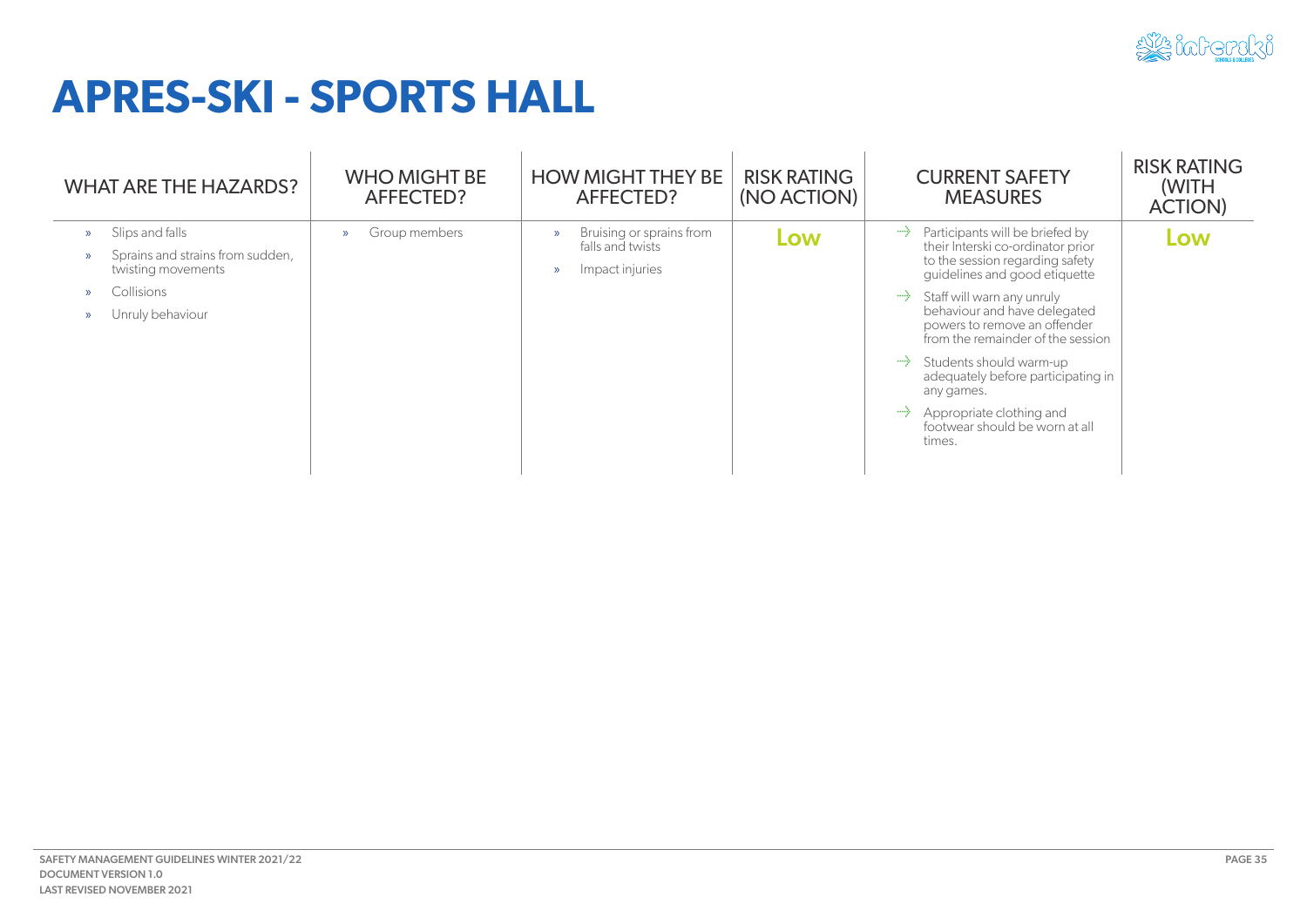# APRES-SKI - SPORTS HALL

| WHAT ARE THE HAZARDS? | WHO MIGHT BE AFFECTED? | HOW MIGHT THEY BE AFFECTED? | RISK RATING (NO ACTION) | CURRENT SAFETY MEASURES | RISK RATING (WITH ACTION) |
|---|---|---|---|---|---|
| » Slips and falls<br>» Sprains and strains from sudden, twisting movements<br>» Collisions<br>» Unruly behaviour | » Group members | » Bruising or sprains from falls and twists<br>» Impact injuries | Low | → Participants will be briefed by their Interski co-ordinator prior to the session regarding safety guidelines and good etiquette<br>→ Staff will warn any unruly behaviour and have delegated powers to remove an offender from the remainder of the session<br>→ Students should warm-up adequately before participating in any games.<br>→ Appropriate clothing and footwear should be worn at all times. | Low |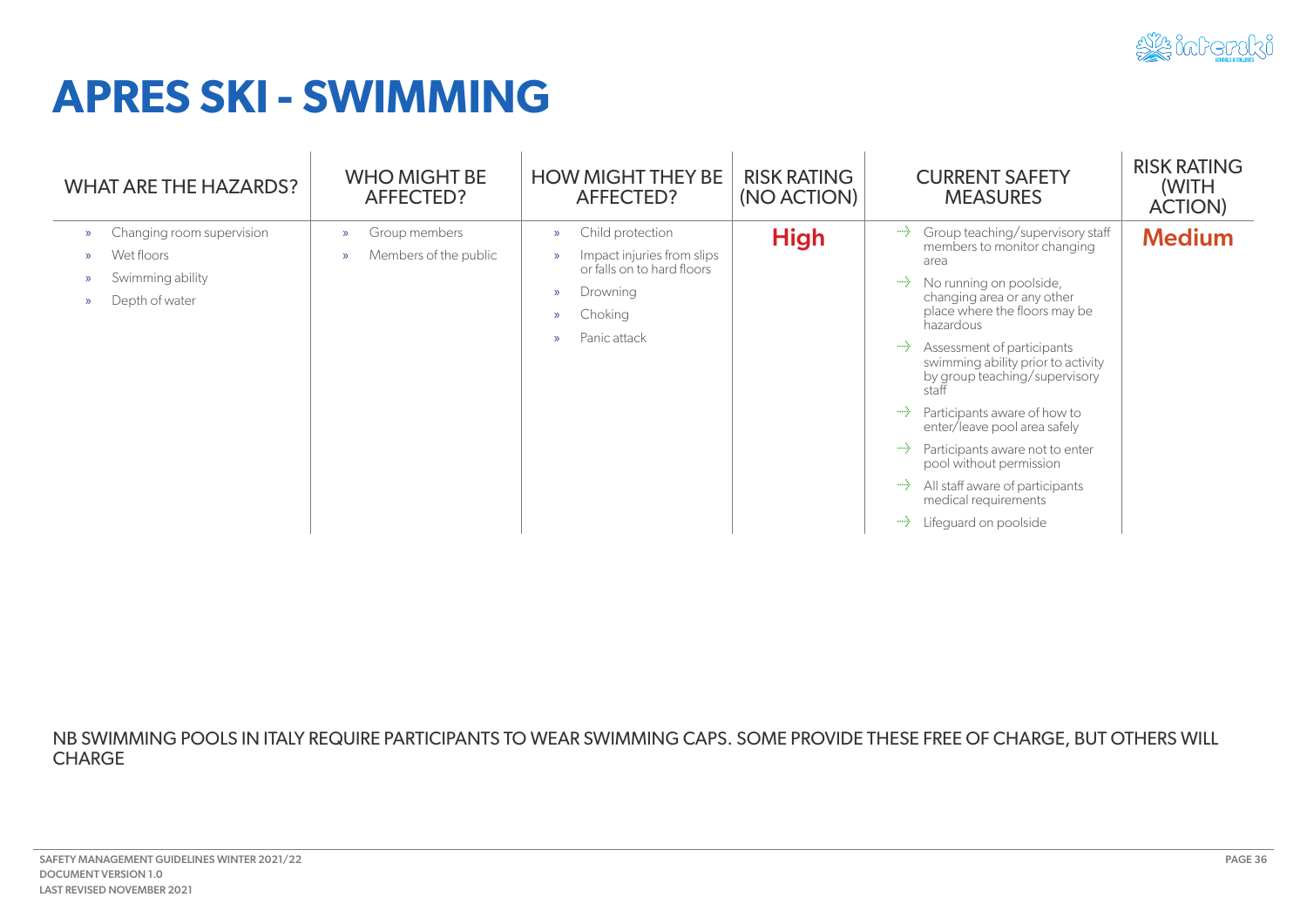# APRES SKI - SWIMMING

| WHAT ARE THE HAZARDS? | WHO MIGHT BE AFFECTED? | HOW MIGHT THEY BE AFFECTED? | RISK RATING (NO ACTION) | CURRENT SAFETY MEASURES | RISK RATING (WITH ACTION) |
|---|---|---|---|---|---|
| » Changing room supervision<br>» Wet floors<br>» Swimming ability<br>» Depth of water | » Group members<br>» Members of the public | » Child protection<br>» Impact injuries from slips or falls on to hard floors<br>» Drowning<br>» Choking<br>» Panic attack | **High** | → Group teaching/supervisory staff members to monitor changing area<br>→ No running on poolside, changing area or any other place where the floors may be hazardous<br>→ Assessment of participants swimming ability prior to activity by group teaching/supervisory staff<br>→ Participants aware of how to enter/leave pool area safely<br>→ Participants aware not to enter pool without permission<br>→ All staff aware of participants medical requirements<br>→ Lifeguard on poolside | **Medium** |

NB SWIMMING POOLS IN ITALY REQUIRE PARTICIPANTS TO WEAR SWIMMING CAPS. SOME PROVIDE THESE FREE OF CHARGE, BUT OTHERS WILL CHARGE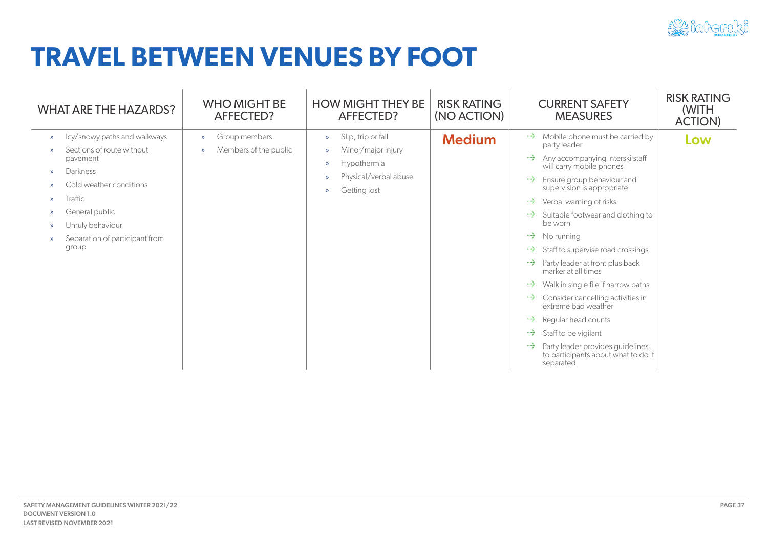# TRAVEL BETWEEN VENUES BY FOOT

| WHAT ARE THE HAZARDS? | WHO MIGHT BE AFFECTED? | HOW MIGHT THEY BE AFFECTED? | RISK RATING (NO ACTION) | CURRENT SAFETY MEASURES | RISK RATING (WITH ACTION) |
|---|---|---|---|---|---|
| » Icy/snowy paths and walkways<br>» Sections of route without pavement<br>» Darkness<br>» Cold weather conditions<br>» Traffic<br>» General public<br>» Unruly behaviour<br>» Separation of participant from group | » Group members<br>» Members of the public | » Slip, trip or fall<br>» Minor/major injury<br>» Hypothermia<br>» Physical/verbal abuse<br>» Getting lost | **Medium** | → Mobile phone must be carried by party leader<br>→ Any accompanying Interski staff will carry mobile phones<br>→ Ensure group behaviour and supervision is appropriate<br>→ Verbal warning of risks<br>→ Suitable footwear and clothing to be worn<br>→ No running<br>→ Staff to supervise road crossings<br>→ Party leader at front plus back marker at all times<br>→ Walk in single file if narrow paths<br>→ Consider cancelling activities in extreme bad weather<br>→ Regular head counts<br>→ Staff to be vigilant<br>→ Party leader provides guidelines to participants about what to do if separated | **Low** |

SAFETY MANAGEMENT GUIDELINES WINTER 2021/22
DOCUMENT VERSION 1.0
LAST REVISED NOVEMBER 2021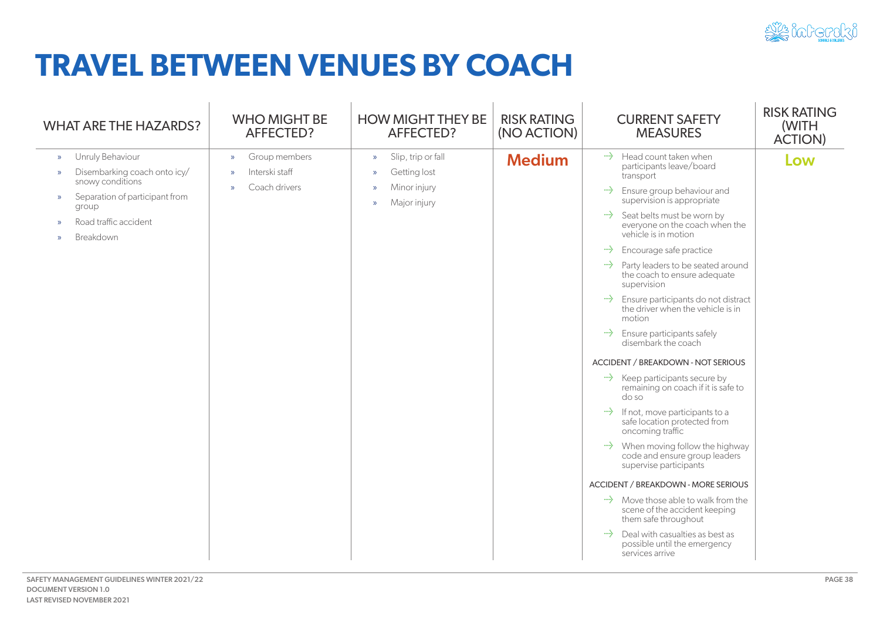# TRAVEL BETWEEN VENUES BY COACH

| WHAT ARE THE HAZARDS? | WHO MIGHT BE AFFECTED? | HOW MIGHT THEY BE AFFECTED? | RISK RATING (NO ACTION) | CURRENT SAFETY MEASURES | RISK RATING (WITH ACTION) |
|---|---|---|---|---|---|
| » Unruly Behaviour<br>» Disembarking coach onto icy/snowy conditions<br>» Separation of participant from group<br>» Road traffic accident<br>» Breakdown | » Group members<br>» Interski staff<br>» Coach drivers | » Slip, trip or fall<br>» Getting lost<br>» Minor injury<br>» Major injury | **Medium** | → Head count taken when participants leave/board transport<br>→ Ensure group behaviour and supervision is appropriate<br>→ Seat belts must be worn by everyone on the coach when the vehicle is in motion<br>→ Encourage safe practice<br>→ Party leaders to be seated around the coach to ensure adequate supervision<br>→ Ensure participants do not distract the driver when the vehicle is in motion<br>→ Ensure participants safely disembark the coach<br><br>ACCIDENT / BREAKDOWN - NOT SERIOUS<br>→ Keep participants secure by remaining on coach if it is safe to do so<br>→ If not, move participants to a safe location protected from oncoming traffic<br>→ When moving follow the highway code and ensure group leaders supervise participants<br><br>ACCIDENT / BREAKDOWN - MORE SERIOUS<br>→ Move those able to walk from the scene of the accident keeping them safe throughout<br>→ Deal with casualties as best as possible until the emergency services arrive | **Low** |

SAFETY MANAGEMENT GUIDELINES WINTER 2021/22
DOCUMENT VERSION 1.0
LAST REVISED NOVEMBER 2021